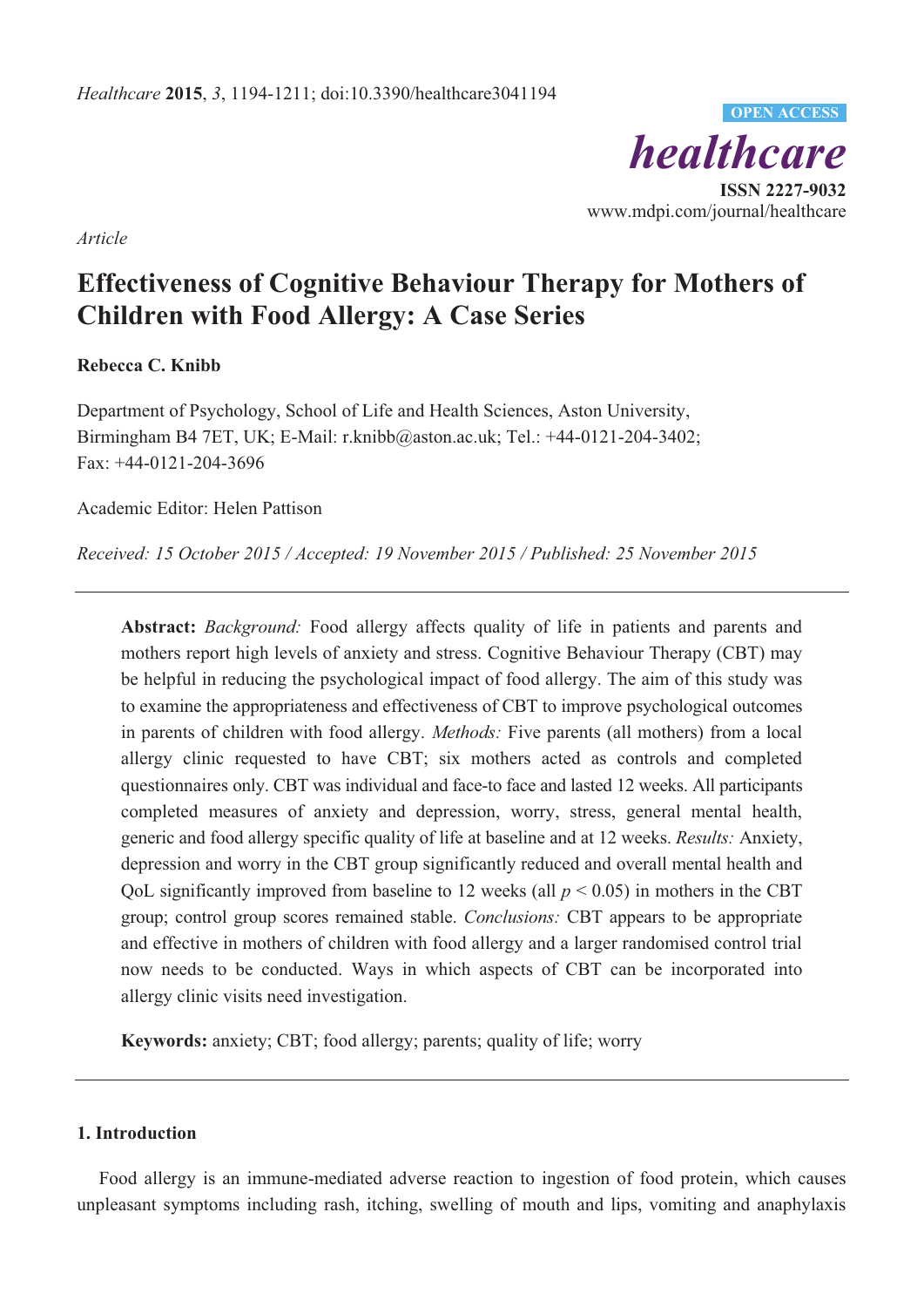*Article*

# Effectiveness of Cognitive Behaviour Therapy for Mothers of Children with Food Allergy: A Case Series

**Rebecca C. Knibb**

Department of Psychology, School of Life and Health Sciences, Aston University, Birmingham B4 7ET, UK; E-Mail: r.knibb@aston.ac.uk; Tel.: +44-0121-204-3402; Fax: +44-0121-204-3696

Academic Editor: Helen Pattison

*Received: 15 October 2015 / Accepted: 19 November 2015 / Published: 25 November 2015*

---

**Abstract:** *Background:* Food allergy affects quality of life in patients and parents and mothers report high levels of anxiety and stress. Cognitive Behaviour Therapy (CBT) may be helpful in reducing the psychological impact of food allergy. The aim of this study was to examine the appropriateness and effectiveness of CBT to improve psychological outcomes in parents of children with food allergy. *Methods:* Five parents (all mothers) from a local allergy clinic requested to have CBT; six mothers acted as controls and completed questionnaires only. CBT was individual and face-to face and lasted 12 weeks. All participants completed measures of anxiety and depression, worry, stress, general mental health, generic and food allergy specific quality of life at baseline and at 12 weeks. *Results:* Anxiety, depression and worry in the CBT group significantly reduced and overall mental health and QoL significantly improved from baseline to 12 weeks (all $p < 0.05$) in mothers in the CBT group; control group scores remained stable. *Conclusions:* CBT appears to be appropriate and effective in mothers of children with food allergy and a larger randomised control trial now needs to be conducted. Ways in which aspects of CBT can be incorporated into allergy clinic visits need investigation.

**Keywords:** anxiety; CBT; food allergy; parents; quality of life; worry

---

## 1. Introduction

Food allergy is an immune-mediated adverse reaction to ingestion of food protein, which causes unpleasant symptoms including rash, itching, swelling of mouth and lips, vomiting and anaphylaxis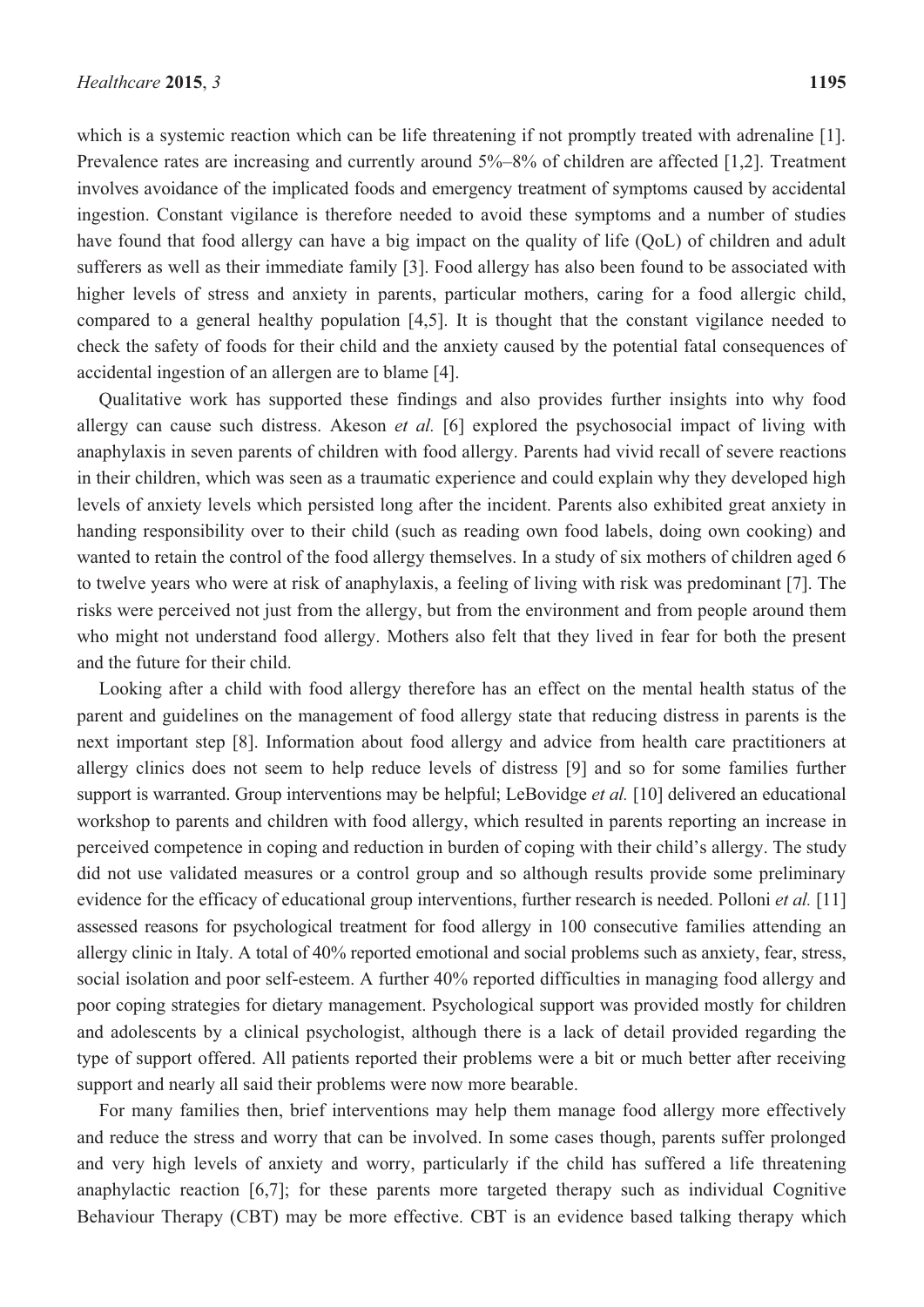which is a systemic reaction which can be life threatening if not promptly treated with adrenaline [1]. Prevalence rates are increasing and currently around 5%–8% of children are affected [1,2]. Treatment involves avoidance of the implicated foods and emergency treatment of symptoms caused by accidental ingestion. Constant vigilance is therefore needed to avoid these symptoms and a number of studies have found that food allergy can have a big impact on the quality of life (QoL) of children and adult sufferers as well as their immediate family [3]. Food allergy has also been found to be associated with higher levels of stress and anxiety in parents, particular mothers, caring for a food allergic child, compared to a general healthy population [4,5]. It is thought that the constant vigilance needed to check the safety of foods for their child and the anxiety caused by the potential fatal consequences of accidental ingestion of an allergen are to blame [4].

Qualitative work has supported these findings and also provides further insights into why food allergy can cause such distress. Akeson *et al.* [6] explored the psychosocial impact of living with anaphylaxis in seven parents of children with food allergy. Parents had vivid recall of severe reactions in their children, which was seen as a traumatic experience and could explain why they developed high levels of anxiety levels which persisted long after the incident. Parents also exhibited great anxiety in handing responsibility over to their child (such as reading own food labels, doing own cooking) and wanted to retain the control of the food allergy themselves. In a study of six mothers of children aged 6 to twelve years who were at risk of anaphylaxis, a feeling of living with risk was predominant [7]. The risks were perceived not just from the allergy, but from the environment and from people around them who might not understand food allergy. Mothers also felt that they lived in fear for both the present and the future for their child.

Looking after a child with food allergy therefore has an effect on the mental health status of the parent and guidelines on the management of food allergy state that reducing distress in parents is the next important step [8]. Information about food allergy and advice from health care practitioners at allergy clinics does not seem to help reduce levels of distress [9] and so for some families further support is warranted. Group interventions may be helpful; LeBovidge *et al.* [10] delivered an educational workshop to parents and children with food allergy, which resulted in parents reporting an increase in perceived competence in coping and reduction in burden of coping with their child's allergy. The study did not use validated measures or a control group and so although results provide some preliminary evidence for the efficacy of educational group interventions, further research is needed. Polloni *et al.* [11] assessed reasons for psychological treatment for food allergy in 100 consecutive families attending an allergy clinic in Italy. A total of 40% reported emotional and social problems such as anxiety, fear, stress, social isolation and poor self-esteem. A further 40% reported difficulties in managing food allergy and poor coping strategies for dietary management. Psychological support was provided mostly for children and adolescents by a clinical psychologist, although there is a lack of detail provided regarding the type of support offered. All patients reported their problems were a bit or much better after receiving support and nearly all said their problems were now more bearable.

For many families then, brief interventions may help them manage food allergy more effectively and reduce the stress and worry that can be involved. In some cases though, parents suffer prolonged and very high levels of anxiety and worry, particularly if the child has suffered a life threatening anaphylactic reaction [6,7]; for these parents more targeted therapy such as individual Cognitive Behaviour Therapy (CBT) may be more effective. CBT is an evidence based talking therapy which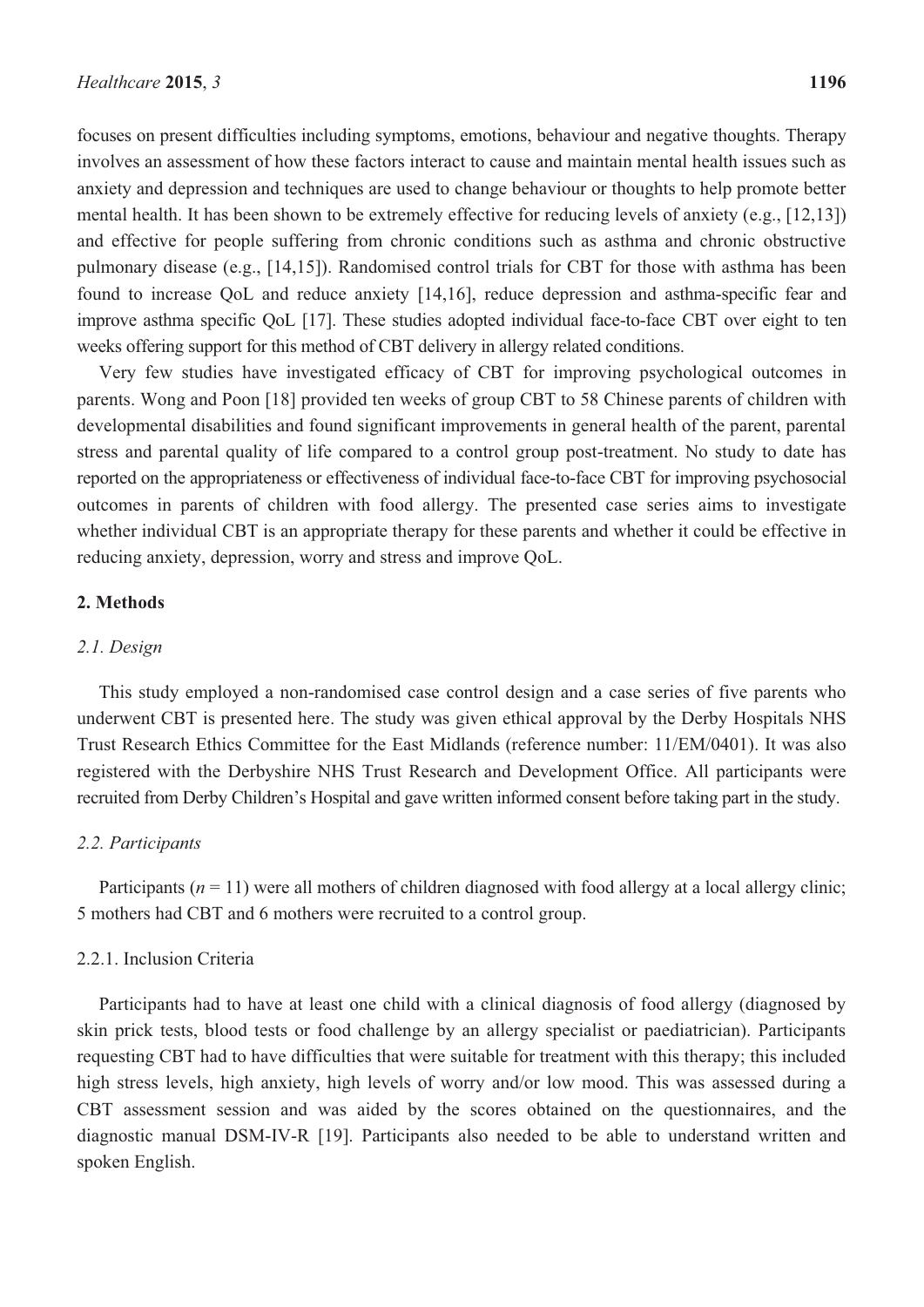focuses on present difficulties including symptoms, emotions, behaviour and negative thoughts. Therapy involves an assessment of how these factors interact to cause and maintain mental health issues such as anxiety and depression and techniques are used to change behaviour or thoughts to help promote better mental health. It has been shown to be extremely effective for reducing levels of anxiety (e.g., [12,13]) and effective for people suffering from chronic conditions such as asthma and chronic obstructive pulmonary disease (e.g., [14,15]). Randomised control trials for CBT for those with asthma has been found to increase QoL and reduce anxiety [14,16], reduce depression and asthma-specific fear and improve asthma specific QoL [17]. These studies adopted individual face-to-face CBT over eight to ten weeks offering support for this method of CBT delivery in allergy related conditions.

Very few studies have investigated efficacy of CBT for improving psychological outcomes in parents. Wong and Poon [18] provided ten weeks of group CBT to 58 Chinese parents of children with developmental disabilities and found significant improvements in general health of the parent, parental stress and parental quality of life compared to a control group post-treatment. No study to date has reported on the appropriateness or effectiveness of individual face-to-face CBT for improving psychosocial outcomes in parents of children with food allergy. The presented case series aims to investigate whether individual CBT is an appropriate therapy for these parents and whether it could be effective in reducing anxiety, depression, worry and stress and improve QoL.

## 2. Methods

### *2.1. Design*

This study employed a non-randomised case control design and a case series of five parents who underwent CBT is presented here. The study was given ethical approval by the Derby Hospitals NHS Trust Research Ethics Committee for the East Midlands (reference number: 11/EM/0401). It was also registered with the Derbyshire NHS Trust Research and Development Office. All participants were recruited from Derby Children's Hospital and gave written informed consent before taking part in the study.

### *2.2. Participants*

Participants ($n = 11$) were all mothers of children diagnosed with food allergy at a local allergy clinic; 5 mothers had CBT and 6 mothers were recruited to a control group.

#### 2.2.1. Inclusion Criteria

Participants had to have at least one child with a clinical diagnosis of food allergy (diagnosed by skin prick tests, blood tests or food challenge by an allergy specialist or paediatrician). Participants requesting CBT had to have difficulties that were suitable for treatment with this therapy; this included high stress levels, high anxiety, high levels of worry and/or low mood. This was assessed during a CBT assessment session and was aided by the scores obtained on the questionnaires, and the diagnostic manual DSM-IV-R [19]. Participants also needed to be able to understand written and spoken English.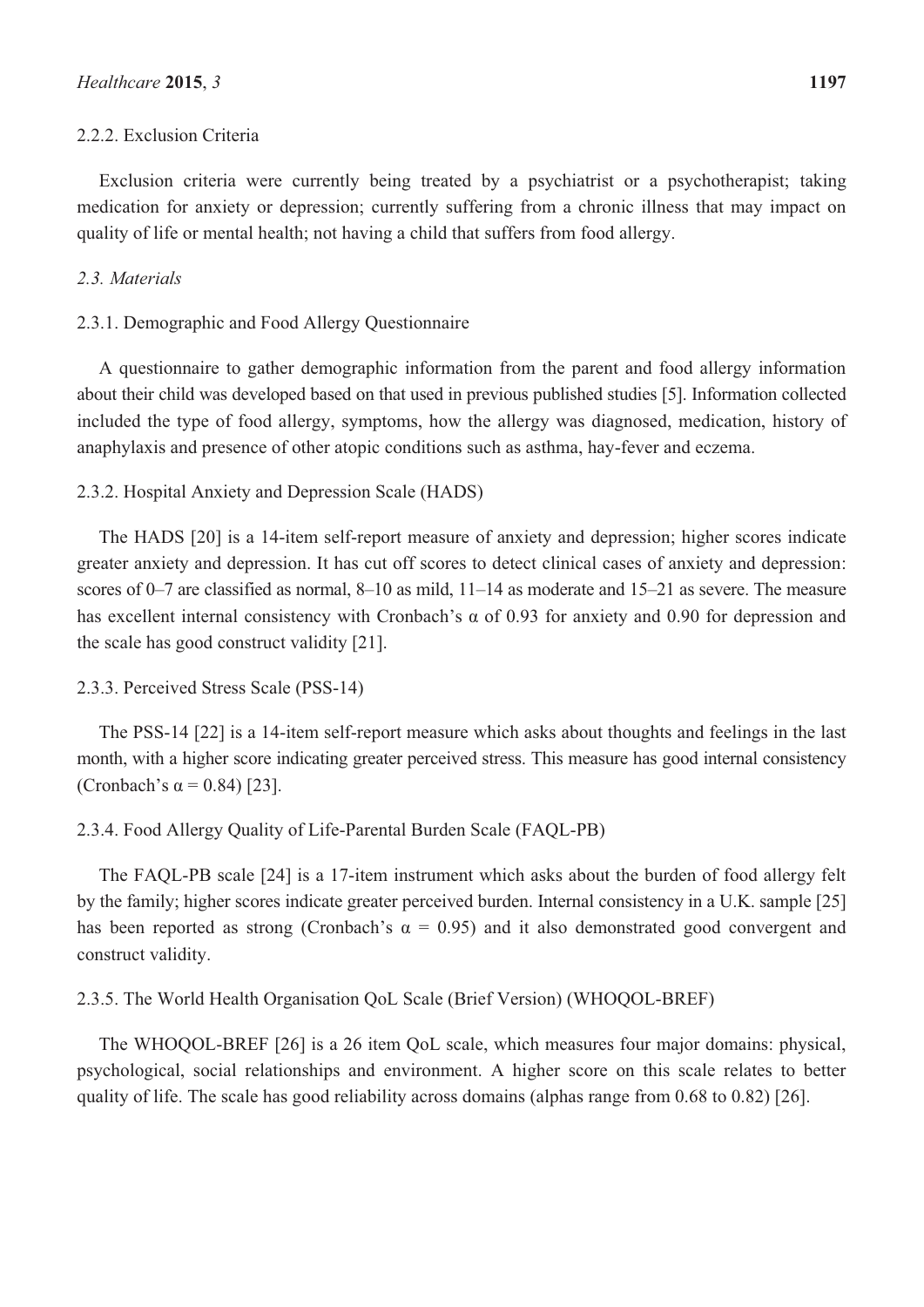#### 2.2.2. Exclusion Criteria

Exclusion criteria were currently being treated by a psychiatrist or a psychotherapist; taking medication for anxiety or depression; currently suffering from a chronic illness that may impact on quality of life or mental health; not having a child that suffers from food allergy.

### *2.3. Materials*

#### 2.3.1. Demographic and Food Allergy Questionnaire

A questionnaire to gather demographic information from the parent and food allergy information about their child was developed based on that used in previous published studies [5]. Information collected included the type of food allergy, symptoms, how the allergy was diagnosed, medication, history of anaphylaxis and presence of other atopic conditions such as asthma, hay-fever and eczema.

#### 2.3.2. Hospital Anxiety and Depression Scale (HADS)

The HADS [20] is a 14-item self-report measure of anxiety and depression; higher scores indicate greater anxiety and depression. It has cut off scores to detect clinical cases of anxiety and depression: scores of 0–7 are classified as normal, 8–10 as mild, 11–14 as moderate and 15–21 as severe. The measure has excellent internal consistency with Cronbach's $\alpha$ of 0.93 for anxiety and 0.90 for depression and the scale has good construct validity [21].

#### 2.3.3. Perceived Stress Scale (PSS-14)

The PSS-14 [22] is a 14-item self-report measure which asks about thoughts and feelings in the last month, with a higher score indicating greater perceived stress. This measure has good internal consistency (Cronbach's $\alpha = 0.84$) [23].

#### 2.3.4. Food Allergy Quality of Life-Parental Burden Scale (FAQL-PB)

The FAQL-PB scale [24] is a 17-item instrument which asks about the burden of food allergy felt by the family; higher scores indicate greater perceived burden. Internal consistency in a U.K. sample [25] has been reported as strong (Cronbach's $\alpha = 0.95$) and it also demonstrated good convergent and construct validity.

#### 2.3.5. The World Health Organisation QoL Scale (Brief Version) (WHOQOL-BREF)

The WHOQOL-BREF [26] is a 26 item QoL scale, which measures four major domains: physical, psychological, social relationships and environment. A higher score on this scale relates to better quality of life. The scale has good reliability across domains (alphas range from 0.68 to 0.82) [26].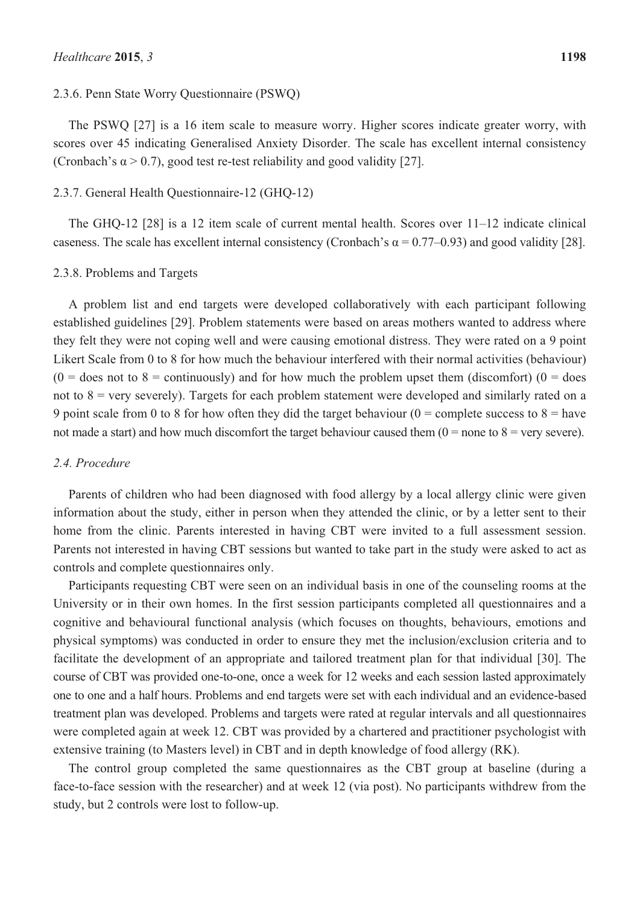#### 2.3.6. Penn State Worry Questionnaire (PSWQ)

The PSWQ [27] is a 16 item scale to measure worry. Higher scores indicate greater worry, with scores over 45 indicating Generalised Anxiety Disorder. The scale has excellent internal consistency (Cronbach's $\alpha > 0.7$), good test re-test reliability and good validity [27].

#### 2.3.7. General Health Questionnaire-12 (GHQ-12)

The GHQ-12 [28] is a 12 item scale of current mental health. Scores over 11–12 indicate clinical caseness. The scale has excellent internal consistency (Cronbach's $\alpha = 0.77$–$0.93$) and good validity [28].

#### 2.3.8. Problems and Targets

A problem list and end targets were developed collaboratively with each participant following established guidelines [29]. Problem statements were based on areas mothers wanted to address where they felt they were not coping well and were causing emotional distress. They were rated on a 9 point Likert Scale from 0 to 8 for how much the behaviour interfered with their normal activities (behaviour) (0 = does not to 8 = continuously) and for how much the problem upset them (discomfort) (0 = does not to 8 = very severely). Targets for each problem statement were developed and similarly rated on a 9 point scale from 0 to 8 for how often they did the target behaviour (0 = complete success to 8 = have not made a start) and how much discomfort the target behaviour caused them (0 = none to 8 = very severe).

### *2.4. Procedure*

Parents of children who had been diagnosed with food allergy by a local allergy clinic were given information about the study, either in person when they attended the clinic, or by a letter sent to their home from the clinic. Parents interested in having CBT were invited to a full assessment session. Parents not interested in having CBT sessions but wanted to take part in the study were asked to act as controls and complete questionnaires only.

Participants requesting CBT were seen on an individual basis in one of the counseling rooms at the University or in their own homes. In the first session participants completed all questionnaires and a cognitive and behavioural functional analysis (which focuses on thoughts, behaviours, emotions and physical symptoms) was conducted in order to ensure they met the inclusion/exclusion criteria and to facilitate the development of an appropriate and tailored treatment plan for that individual [30]. The course of CBT was provided one-to-one, once a week for 12 weeks and each session lasted approximately one to one and a half hours. Problems and end targets were set with each individual and an evidence-based treatment plan was developed. Problems and targets were rated at regular intervals and all questionnaires were completed again at week 12. CBT was provided by a chartered and practitioner psychologist with extensive training (to Masters level) in CBT and in depth knowledge of food allergy (RK).

The control group completed the same questionnaires as the CBT group at baseline (during a face-to-face session with the researcher) and at week 12 (via post). No participants withdrew from the study, but 2 controls were lost to follow-up.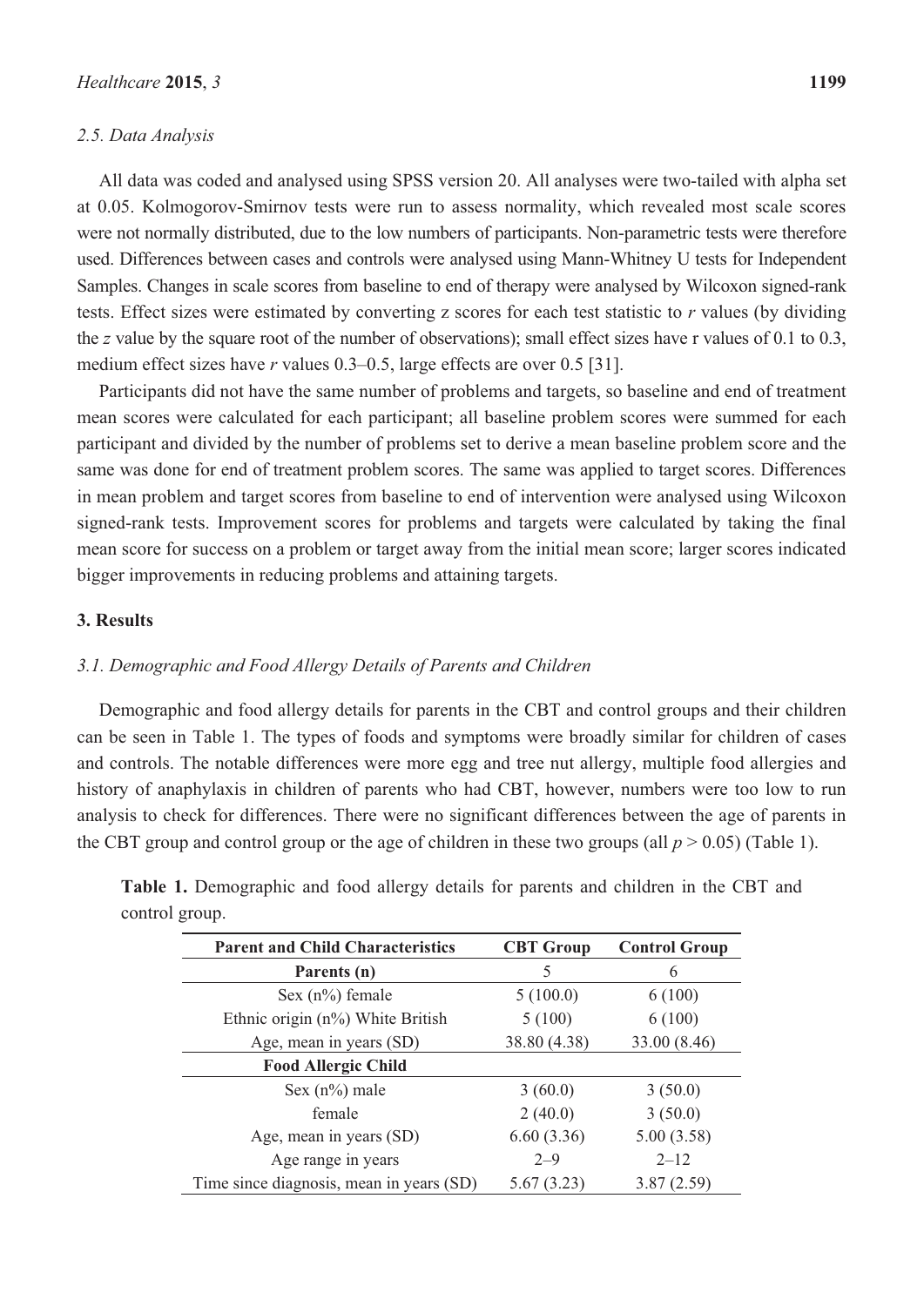### 2.5. Data Analysis

All data was coded and analysed using SPSS version 20. All analyses were two-tailed with alpha set at 0.05. Kolmogorov-Smirnov tests were run to assess normality, which revealed most scale scores were not normally distributed, due to the low numbers of participants. Non-parametric tests were therefore used. Differences between cases and controls were analysed using Mann-Whitney U tests for Independent Samples. Changes in scale scores from baseline to end of therapy were analysed by Wilcoxon signed-rank tests. Effect sizes were estimated by converting z scores for each test statistic to $r$ values (by dividing the $z$ value by the square root of the number of observations); small effect sizes have r values of 0.1 to 0.3, medium effect sizes have $r$ values 0.3–0.5, large effects are over 0.5 [31].

Participants did not have the same number of problems and targets, so baseline and end of treatment mean scores were calculated for each participant; all baseline problem scores were summed for each participant and divided by the number of problems set to derive a mean baseline problem score and the same was done for end of treatment problem scores. The same was applied to target scores. Differences in mean problem and target scores from baseline to end of intervention were analysed using Wilcoxon signed-rank tests. Improvement scores for problems and targets were calculated by taking the final mean score for success on a problem or target away from the initial mean score; larger scores indicated bigger improvements in reducing problems and attaining targets.

## 3. Results

### 3.1. Demographic and Food Allergy Details of Parents and Children

Demographic and food allergy details for parents in the CBT and control groups and their children can be seen in Table 1. The types of foods and symptoms were broadly similar for children of cases and controls. The notable differences were more egg and tree nut allergy, multiple food allergies and history of anaphylaxis in children of parents who had CBT, however, numbers were too low to run analysis to check for differences. There were no significant differences between the age of parents in the CBT group and control group or the age of children in these two groups (all $p > 0.05$) (Table 1).

**Table 1.** Demographic and food allergy details for parents and children in the CBT and control group.

| Parent and Child Characteristics | CBT Group | Control Group |
|---|---|---|
| **Parents (n)** | 5 | 6 |
| Sex (n%) female | 5 (100.0) | 6 (100) |
| Ethnic origin (n%) White British | 5 (100) | 6 (100) |
| Age, mean in years (SD) | 38.80 (4.38) | 33.00 (8.46) |
| **Food Allergic Child** | | |
| Sex (n%) male | 3 (60.0) | 3 (50.0) |
| female | 2 (40.0) | 3 (50.0) |
| Age, mean in years (SD) | 6.60 (3.36) | 5.00 (3.58) |
| Age range in years | 2–9 | 2–12 |
| Time since diagnosis, mean in years (SD) | 5.67 (3.23) | 3.87 (2.59) |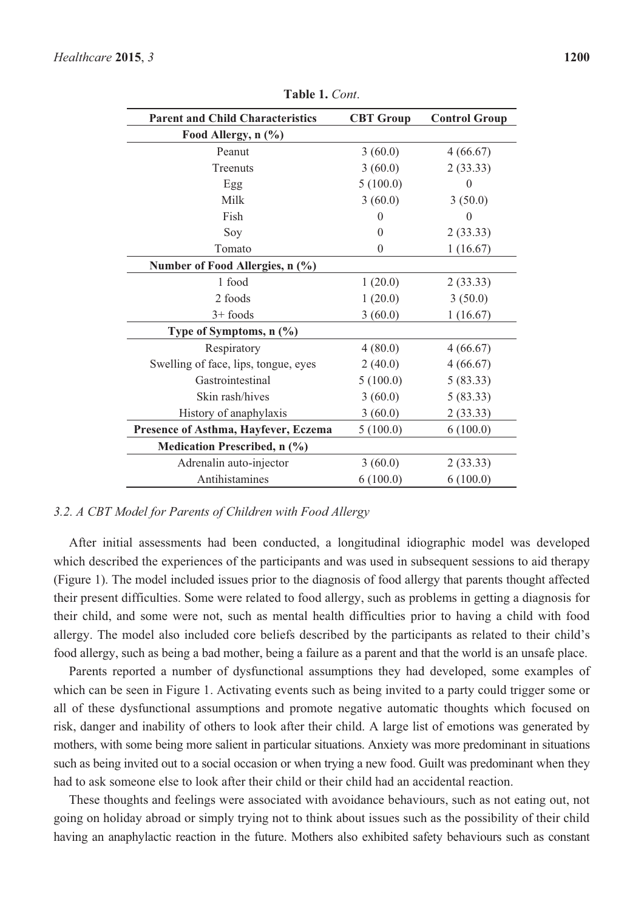**Table 1.** *Cont*.

| Parent and Child Characteristics | CBT Group | Control Group |
|---|---|---|
| **Food Allergy, n (%)** | | |
| Peanut | 3 (60.0) | 4 (66.67) |
| Treenuts | 3 (60.0) | 2 (33.33) |
| Egg | 5 (100.0) | 0 |
| Milk | 3 (60.0) | 3 (50.0) |
| Fish | 0 | 0 |
| Soy | 0 | 2 (33.33) |
| Tomato | 0 | 1 (16.67) |
| **Number of Food Allergies, n (%)** | | |
| 1 food | 1 (20.0) | 2 (33.33) |
| 2 foods | 1 (20.0) | 3 (50.0) |
| 3+ foods | 3 (60.0) | 1 (16.67) |
| **Type of Symptoms, n (%)** | | |
| Respiratory | 4 (80.0) | 4 (66.67) |
| Swelling of face, lips, tongue, eyes | 2 (40.0) | 4 (66.67) |
| Gastrointestinal | 5 (100.0) | 5 (83.33) |
| Skin rash/hives | 3 (60.0) | 5 (83.33) |
| History of anaphylaxis | 3 (60.0) | 2 (33.33) |
| **Presence of Asthma, Hayfever, Eczema** | 5 (100.0) | 6 (100.0) |
| **Medication Prescribed, n (%)** | | |
| Adrenalin auto-injector | 3 (60.0) | 2 (33.33) |
| Antihistamines | 6 (100.0) | 6 (100.0) |

### *3.2. A CBT Model for Parents of Children with Food Allergy*

After initial assessments had been conducted, a longitudinal idiographic model was developed which described the experiences of the participants and was used in subsequent sessions to aid therapy (Figure 1). The model included issues prior to the diagnosis of food allergy that parents thought affected their present difficulties. Some were related to food allergy, such as problems in getting a diagnosis for their child, and some were not, such as mental health difficulties prior to having a child with food allergy. The model also included core beliefs described by the participants as related to their child's food allergy, such as being a bad mother, being a failure as a parent and that the world is an unsafe place.

Parents reported a number of dysfunctional assumptions they had developed, some examples of which can be seen in Figure 1. Activating events such as being invited to a party could trigger some or all of these dysfunctional assumptions and promote negative automatic thoughts which focused on risk, danger and inability of others to look after their child. A large list of emotions was generated by mothers, with some being more salient in particular situations. Anxiety was more predominant in situations such as being invited out to a social occasion or when trying a new food. Guilt was predominant when they had to ask someone else to look after their child or their child had an accidental reaction.

These thoughts and feelings were associated with avoidance behaviours, such as not eating out, not going on holiday abroad or simply trying not to think about issues such as the possibility of their child having an anaphylactic reaction in the future. Mothers also exhibited safety behaviours such as constant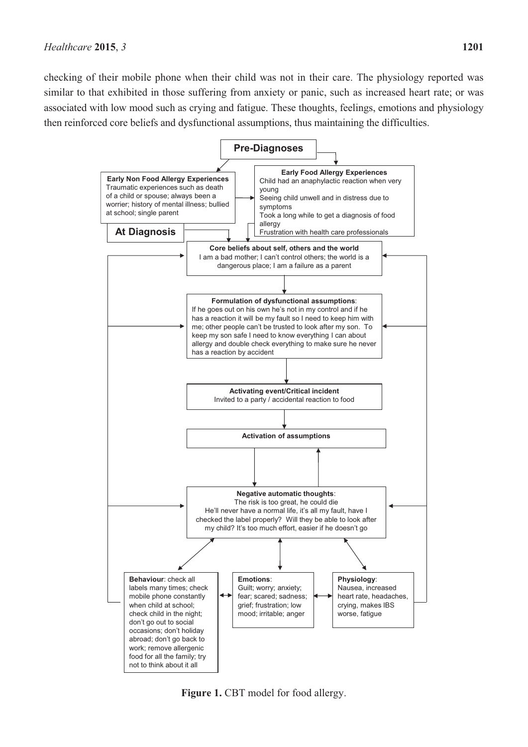checking of their mobile phone when their child was not in their care. The physiology reported was similar to that exhibited in those suffering from anxiety or panic, such as increased heart rate; or was associated with low mood such as crying and fatigue. These thoughts, feelings, emotions and physiology then reinforced core beliefs and dysfunctional assumptions, thus maintaining the difficulties.

**Pre-Diagnoses**

**Early Non Food Allergy Experiences**
Traumatic experiences such as death of a child or spouse; always been a worrier; history of mental illness; bullied at school; single parent

**Early Food Allergy Experiences**
Child had an anaphylactic reaction when very young
Seeing child unwell and in distress due to symptoms
Took a long while to get a diagnosis of food allergy
Frustration with health care professionals

**At Diagnosis**

**Core beliefs about self, others and the world**
I am a bad mother; I can't control others; the world is a dangerous place; I am a failure as a parent

**Formulation of dysfunctional assumptions**:
If he goes out on his own he's not in my control and if he has a reaction it will be my fault so I need to keep him with me; other people can't be trusted to look after my son. To keep my son safe I need to know everything I can about allergy and double check everything to make sure he never has a reaction by accident

**Activating event/Critical incident**
Invited to a party / accidental reaction to food

**Activation of assumptions**

**Negative automatic thoughts**:
The risk is too great, he could die
He'll never have a normal life, it's all my fault, have I checked the label properly? Will they be able to look after my child? It's too much effort, easier if he doesn't go

**Behaviour**: check all labels many times; check mobile phone constantly when child at school; check child in the night; don't go out to social occasions; don't holiday abroad; don't go back to work; remove allergenic food for all the family; try not to think about it all

**Emotions**:
Guilt; worry; anxiety; fear; scared; sadness; grief; frustration; low mood; irritable; anger

**Physiology**:
Nausea, increased heart rate, headaches, crying, makes IBS worse, fatigue

**Figure 1.** CBT model for food allergy.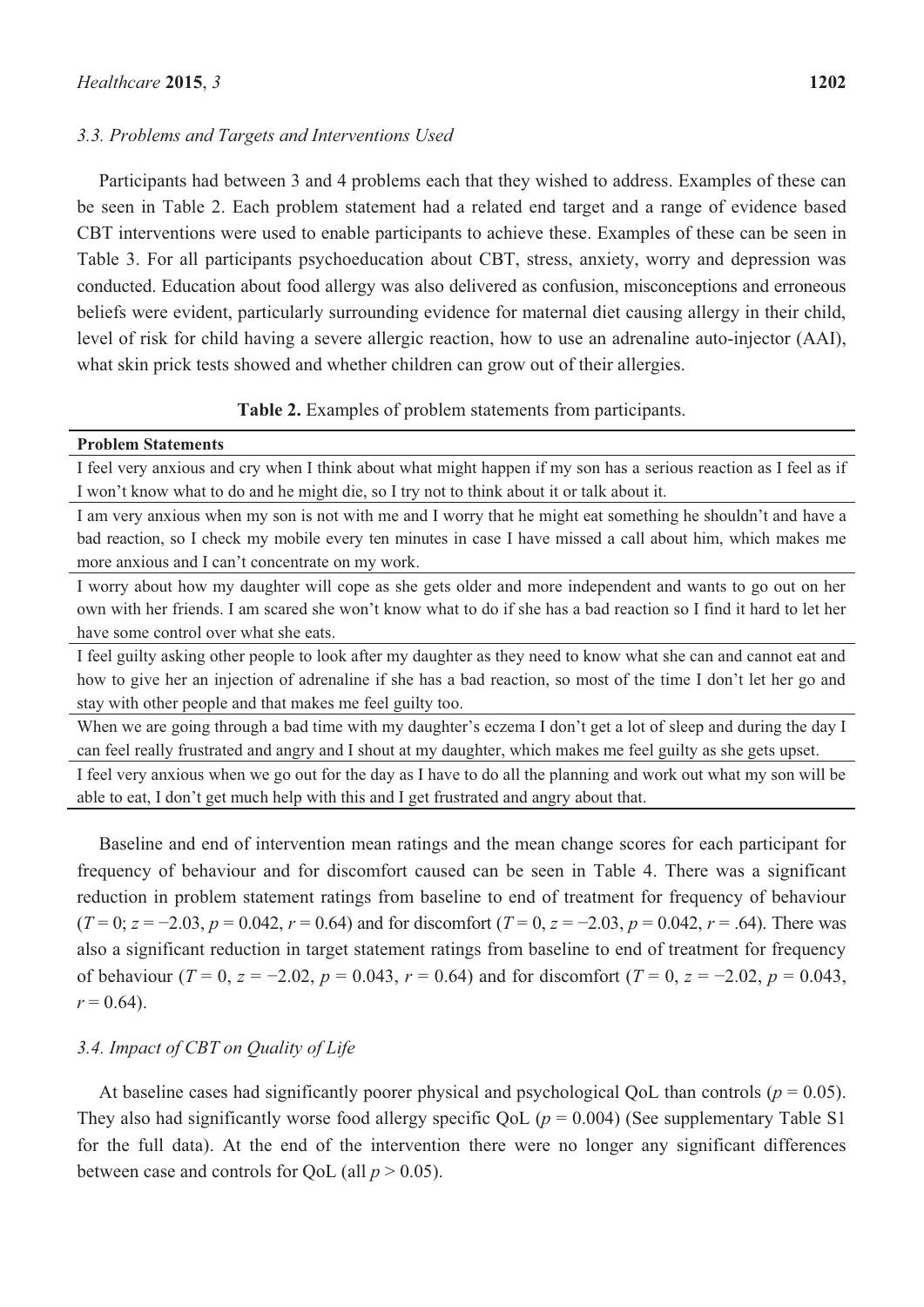### *3.3. Problems and Targets and Interventions Used*

Participants had between 3 and 4 problems each that they wished to address. Examples of these can be seen in Table 2. Each problem statement had a related end target and a range of evidence based CBT interventions were used to enable participants to achieve these. Examples of these can be seen in Table 3. For all participants psychoeducation about CBT, stress, anxiety, worry and depression was conducted. Education about food allergy was also delivered as confusion, misconceptions and erroneous beliefs were evident, particularly surrounding evidence for maternal diet causing allergy in their child, level of risk for child having a severe allergic reaction, how to use an adrenaline auto-injector (AAI), what skin prick tests showed and whether children can grow out of their allergies.

**Table 2.** Examples of problem statements from participants.

| **Problem Statements** |
|---|
| I feel very anxious and cry when I think about what might happen if my son has a serious reaction as I feel as if I won't know what to do and he might die, so I try not to think about it or talk about it. |
| I am very anxious when my son is not with me and I worry that he might eat something he shouldn't and have a bad reaction, so I check my mobile every ten minutes in case I have missed a call about him, which makes me more anxious and I can't concentrate on my work. |
| I worry about how my daughter will cope as she gets older and more independent and wants to go out on her own with her friends. I am scared she won't know what to do if she has a bad reaction so I find it hard to let her have some control over what she eats. |
| I feel guilty asking other people to look after my daughter as they need to know what she can and cannot eat and how to give her an injection of adrenaline if she has a bad reaction, so most of the time I don't let her go and stay with other people and that makes me feel guilty too. |
| When we are going through a bad time with my daughter's eczema I don't get a lot of sleep and during the day I can feel really frustrated and angry and I shout at my daughter, which makes me feel guilty as she gets upset. |
| I feel very anxious when we go out for the day as I have to do all the planning and work out what my son will be able to eat, I don't get much help with this and I get frustrated and angry about that. |

Baseline and end of intervention mean ratings and the mean change scores for each participant for frequency of behaviour and for discomfort caused can be seen in Table 4. There was a significant reduction in problem statement ratings from baseline to end of treatment for frequency of behaviour ($T = 0$; $z = -2.03$, $p = 0.042$, $r = 0.64$) and for discomfort ($T = 0$, $z = -2.03$, $p = 0.042$, $r = .64$). There was also a significant reduction in target statement ratings from baseline to end of treatment for frequency of behaviour ($T = 0$, $z = -2.02$, $p = 0.043$, $r = 0.64$) and for discomfort ($T = 0$, $z = -2.02$, $p = 0.043$, $r = 0.64$).

### *3.4. Impact of CBT on Quality of Life*

At baseline cases had significantly poorer physical and psychological QoL than controls ($p = 0.05$). They also had significantly worse food allergy specific QoL ($p = 0.004$) (See supplementary Table S1 for the full data). At the end of the intervention there were no longer any significant differences between case and controls for QoL (all $p > 0.05$).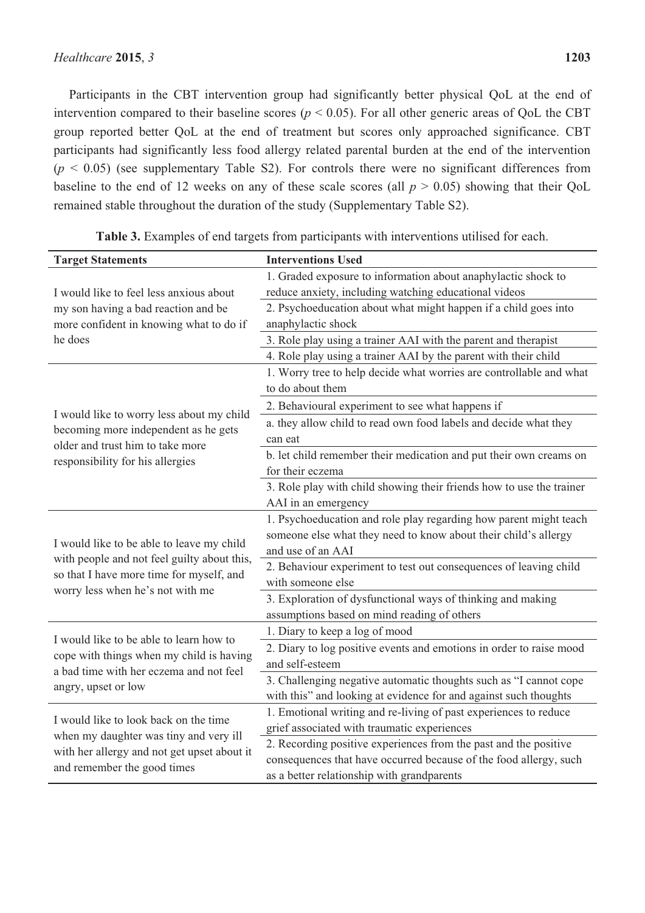Participants in the CBT intervention group had significantly better physical QoL at the end of intervention compared to their baseline scores ($p < 0.05$). For all other generic areas of QoL the CBT group reported better QoL at the end of treatment but scores only approached significance. CBT participants had significantly less food allergy related parental burden at the end of the intervention ($p < 0.05$) (see supplementary Table S2). For controls there were no significant differences from baseline to the end of 12 weeks on any of these scale scores (all $p > 0.05$) showing that their QoL remained stable throughout the duration of the study (Supplementary Table S2).

**Table 3.** Examples of end targets from participants with interventions utilised for each.

| Target Statements | Interventions Used |
|---|---|
| I would like to feel less anxious about my son having a bad reaction and be more confident in knowing what to do if he does | 1. Graded exposure to information about anaphylactic shock to reduce anxiety, including watching educational videos |
| | 2. Psychoeducation about what might happen if a child goes into anaphylactic shock |
| | 3. Role play using a trainer AAI with the parent and therapist |
| | 4. Role play using a trainer AAI by the parent with their child |
| I would like to worry less about my child becoming more independent as he gets older and trust him to take more responsibility for his allergies | 1. Worry tree to help decide what worries are controllable and what to do about them |
| | 2. Behavioural experiment to see what happens if |
| | a. they allow child to read own food labels and decide what they can eat |
| | b. let child remember their medication and put their own creams on for their eczema |
| | 3. Role play with child showing their friends how to use the trainer AAI in an emergency |
| I would like to be able to leave my child with people and not feel guilty about this, so that I have more time for myself, and worry less when he's not with me | 1. Psychoeducation and role play regarding how parent might teach someone else what they need to know about their child's allergy and use of an AAI |
| | 2. Behaviour experiment to test out consequences of leaving child with someone else |
| | 3. Exploration of dysfunctional ways of thinking and making assumptions based on mind reading of others |
| I would like to be able to learn how to cope with things when my child is having a bad time with her eczema and not feel angry, upset or low | 1. Diary to keep a log of mood |
| | 2. Diary to log positive events and emotions in order to raise mood and self-esteem |
| | 3. Challenging negative automatic thoughts such as "I cannot cope with this" and looking at evidence for and against such thoughts |
| I would like to look back on the time when my daughter was tiny and very ill with her allergy and not get upset about it and remember the good times | 1. Emotional writing and re-living of past experiences to reduce grief associated with traumatic experiences |
| | 2. Recording positive experiences from the past and the positive consequences that have occurred because of the food allergy, such as a better relationship with grandparents |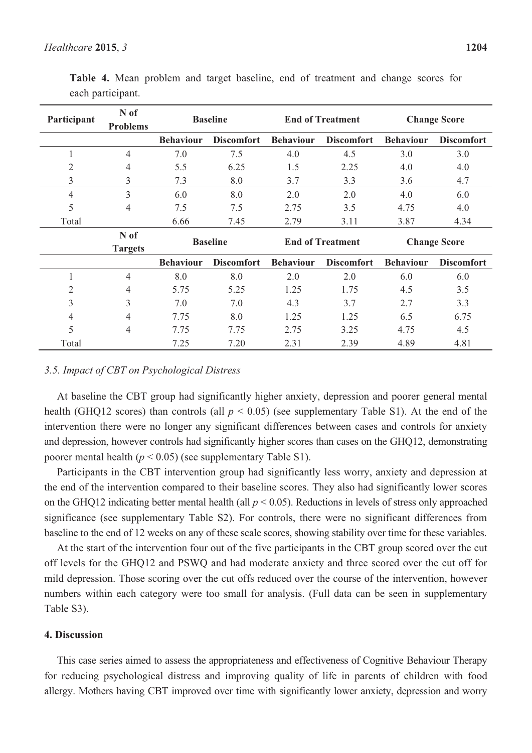**Table 4.** Mean problem and target baseline, end of treatment and change scores for each participant.

| Participant | N of Problems | Baseline | | End of Treatment | | Change Score | |
|---|---|---|---|---|---|---|---|
| | | Behaviour | Discomfort | Behaviour | Discomfort | Behaviour | Discomfort |
| 1 | 4 | 7.0 | 7.5 | 4.0 | 4.5 | 3.0 | 3.0 |
| 2 | 4 | 5.5 | 6.25 | 1.5 | 2.25 | 4.0 | 4.0 |
| 3 | 3 | 7.3 | 8.0 | 3.7 | 3.3 | 3.6 | 4.7 |
| 4 | 3 | 6.0 | 8.0 | 2.0 | 2.0 | 4.0 | 6.0 |
| 5 | 4 | 7.5 | 7.5 | 2.75 | 3.5 | 4.75 | 4.0 |
| Total | | 6.66 | 7.45 | 2.79 | 3.11 | 3.87 | 4.34 |
| | N of Targets | Baseline | | End of Treatment | | Change Score | |
| | | Behaviour | Discomfort | Behaviour | Discomfort | Behaviour | Discomfort |
| 1 | 4 | 8.0 | 8.0 | 2.0 | 2.0 | 6.0 | 6.0 |
| 2 | 4 | 5.75 | 5.25 | 1.25 | 1.75 | 4.5 | 3.5 |
| 3 | 3 | 7.0 | 7.0 | 4.3 | 3.7 | 2.7 | 3.3 |
| 4 | 4 | 7.75 | 8.0 | 1.25 | 1.25 | 6.5 | 6.75 |
| 5 | 4 | 7.75 | 7.75 | 2.75 | 3.25 | 4.75 | 4.5 |
| Total | | 7.25 | 7.20 | 2.31 | 2.39 | 4.89 | 4.81 |

### *3.5. Impact of CBT on Psychological Distress*

At baseline the CBT group had significantly higher anxiety, depression and poorer general mental health (GHQ12 scores) than controls (all $p < 0.05$) (see supplementary Table S1). At the end of the intervention there were no longer any significant differences between cases and controls for anxiety and depression, however controls had significantly higher scores than cases on the GHQ12, demonstrating poorer mental health ($p < 0.05$) (see supplementary Table S1).

Participants in the CBT intervention group had significantly less worry, anxiety and depression at the end of the intervention compared to their baseline scores. They also had significantly lower scores on the GHQ12 indicating better mental health (all $p < 0.05$). Reductions in levels of stress only approached significance (see supplementary Table S2). For controls, there were no significant differences from baseline to the end of 12 weeks on any of these scale scores, showing stability over time for these variables.

At the start of the intervention four out of the five participants in the CBT group scored over the cut off levels for the GHQ12 and PSWQ and had moderate anxiety and three scored over the cut off for mild depression. Those scoring over the cut offs reduced over the course of the intervention, however numbers within each category were too small for analysis. (Full data can be seen in supplementary Table S3).

## 4. Discussion

This case series aimed to assess the appropriateness and effectiveness of Cognitive Behaviour Therapy for reducing psychological distress and improving quality of life in parents of children with food allergy. Mothers having CBT improved over time with significantly lower anxiety, depression and worry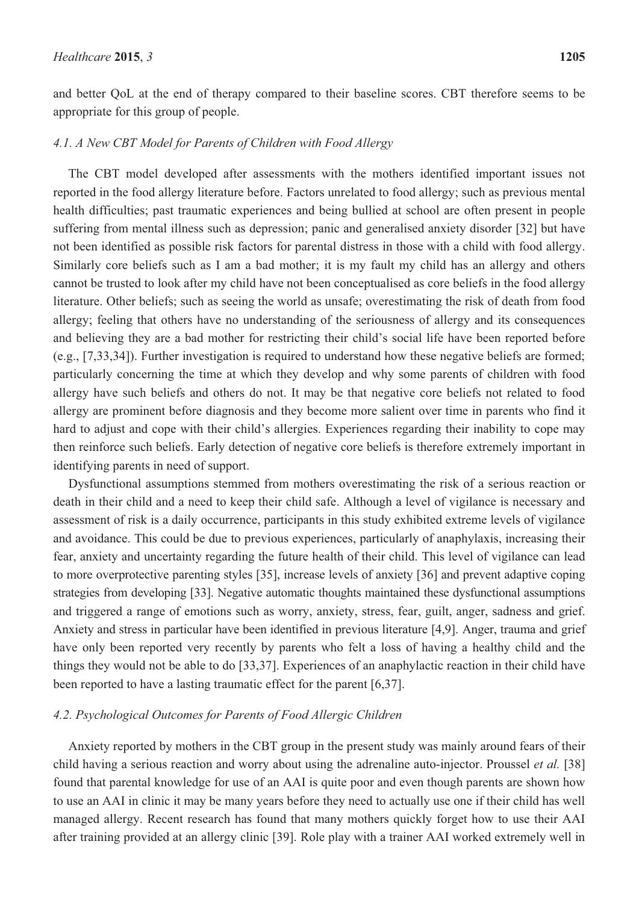and better QoL at the end of therapy compared to their baseline scores. CBT therefore seems to be appropriate for this group of people.

### *4.1. A New CBT Model for Parents of Children with Food Allergy*

The CBT model developed after assessments with the mothers identified important issues not reported in the food allergy literature before. Factors unrelated to food allergy; such as previous mental health difficulties; past traumatic experiences and being bullied at school are often present in people suffering from mental illness such as depression; panic and generalised anxiety disorder [32] but have not been identified as possible risk factors for parental distress in those with a child with food allergy. Similarly core beliefs such as I am a bad mother; it is my fault my child has an allergy and others cannot be trusted to look after my child have not been conceptualised as core beliefs in the food allergy literature. Other beliefs; such as seeing the world as unsafe; overestimating the risk of death from food allergy; feeling that others have no understanding of the seriousness of allergy and its consequences and believing they are a bad mother for restricting their child's social life have been reported before (e.g., [7,33,34]). Further investigation is required to understand how these negative beliefs are formed; particularly concerning the time at which they develop and why some parents of children with food allergy have such beliefs and others do not. It may be that negative core beliefs not related to food allergy are prominent before diagnosis and they become more salient over time in parents who find it hard to adjust and cope with their child's allergies. Experiences regarding their inability to cope may then reinforce such beliefs. Early detection of negative core beliefs is therefore extremely important in identifying parents in need of support.

Dysfunctional assumptions stemmed from mothers overestimating the risk of a serious reaction or death in their child and a need to keep their child safe. Although a level of vigilance is necessary and assessment of risk is a daily occurrence, participants in this study exhibited extreme levels of vigilance and avoidance. This could be due to previous experiences, particularly of anaphylaxis, increasing their fear, anxiety and uncertainty regarding the future health of their child. This level of vigilance can lead to more overprotective parenting styles [35], increase levels of anxiety [36] and prevent adaptive coping strategies from developing [33]. Negative automatic thoughts maintained these dysfunctional assumptions and triggered a range of emotions such as worry, anxiety, stress, fear, guilt, anger, sadness and grief. Anxiety and stress in particular have been identified in previous literature [4,9]. Anger, trauma and grief have only been reported very recently by parents who felt a loss of having a healthy child and the things they would not be able to do [33,37]. Experiences of an anaphylactic reaction in their child have been reported to have a lasting traumatic effect for the parent [6,37].

### *4.2. Psychological Outcomes for Parents of Food Allergic Children*

Anxiety reported by mothers in the CBT group in the present study was mainly around fears of their child having a serious reaction and worry about using the adrenaline auto-injector. Proussel *et al.* [38] found that parental knowledge for use of an AAI is quite poor and even though parents are shown how to use an AAI in clinic it may be many years before they need to actually use one if their child has well managed allergy. Recent research has found that many mothers quickly forget how to use their AAI after training provided at an allergy clinic [39]. Role play with a trainer AAI worked extremely well in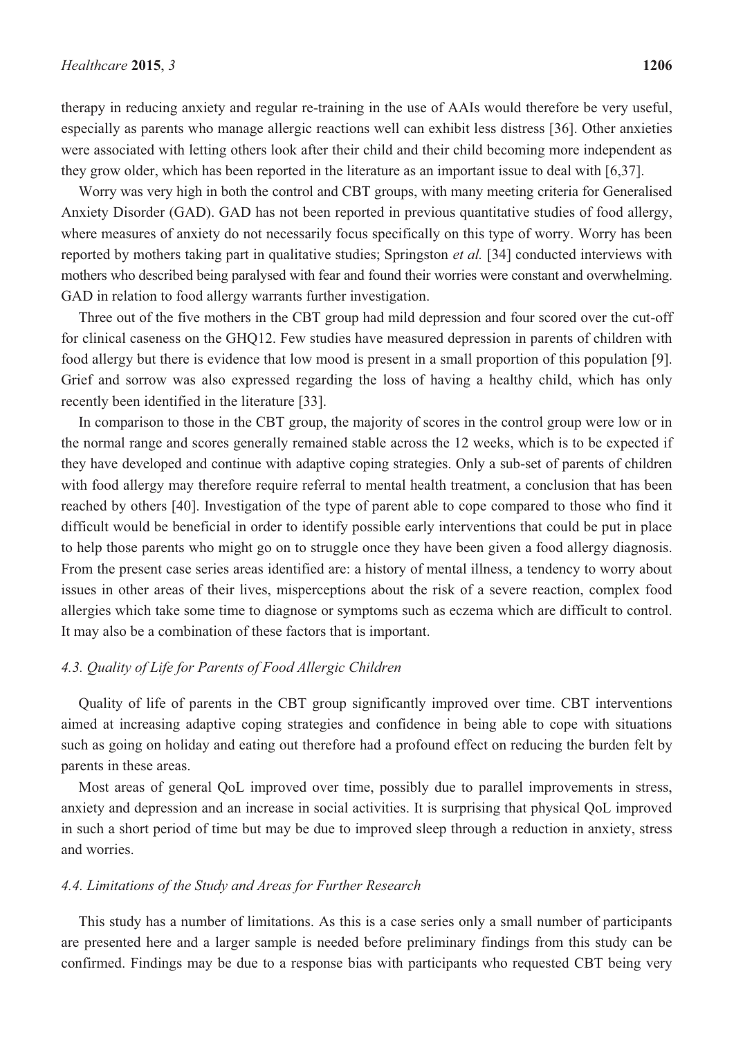therapy in reducing anxiety and regular re-training in the use of AAIs would therefore be very useful, especially as parents who manage allergic reactions well can exhibit less distress [36]. Other anxieties were associated with letting others look after their child and their child becoming more independent as they grow older, which has been reported in the literature as an important issue to deal with [6,37].

Worry was very high in both the control and CBT groups, with many meeting criteria for Generalised Anxiety Disorder (GAD). GAD has not been reported in previous quantitative studies of food allergy, where measures of anxiety do not necessarily focus specifically on this type of worry. Worry has been reported by mothers taking part in qualitative studies; Springston *et al.* [34] conducted interviews with mothers who described being paralysed with fear and found their worries were constant and overwhelming. GAD in relation to food allergy warrants further investigation.

Three out of the five mothers in the CBT group had mild depression and four scored over the cut-off for clinical caseness on the GHQ12. Few studies have measured depression in parents of children with food allergy but there is evidence that low mood is present in a small proportion of this population [9]. Grief and sorrow was also expressed regarding the loss of having a healthy child, which has only recently been identified in the literature [33].

In comparison to those in the CBT group, the majority of scores in the control group were low or in the normal range and scores generally remained stable across the 12 weeks, which is to be expected if they have developed and continue with adaptive coping strategies. Only a sub-set of parents of children with food allergy may therefore require referral to mental health treatment, a conclusion that has been reached by others [40]. Investigation of the type of parent able to cope compared to those who find it difficult would be beneficial in order to identify possible early interventions that could be put in place to help those parents who might go on to struggle once they have been given a food allergy diagnosis. From the present case series areas identified are: a history of mental illness, a tendency to worry about issues in other areas of their lives, misperceptions about the risk of a severe reaction, complex food allergies which take some time to diagnose or symptoms such as eczema which are difficult to control. It may also be a combination of these factors that is important.

### *4.3. Quality of Life for Parents of Food Allergic Children*

Quality of life of parents in the CBT group significantly improved over time. CBT interventions aimed at increasing adaptive coping strategies and confidence in being able to cope with situations such as going on holiday and eating out therefore had a profound effect on reducing the burden felt by parents in these areas.

Most areas of general QoL improved over time, possibly due to parallel improvements in stress, anxiety and depression and an increase in social activities. It is surprising that physical QoL improved in such a short period of time but may be due to improved sleep through a reduction in anxiety, stress and worries.

### *4.4. Limitations of the Study and Areas for Further Research*

This study has a number of limitations. As this is a case series only a small number of participants are presented here and a larger sample is needed before preliminary findings from this study can be confirmed. Findings may be due to a response bias with participants who requested CBT being very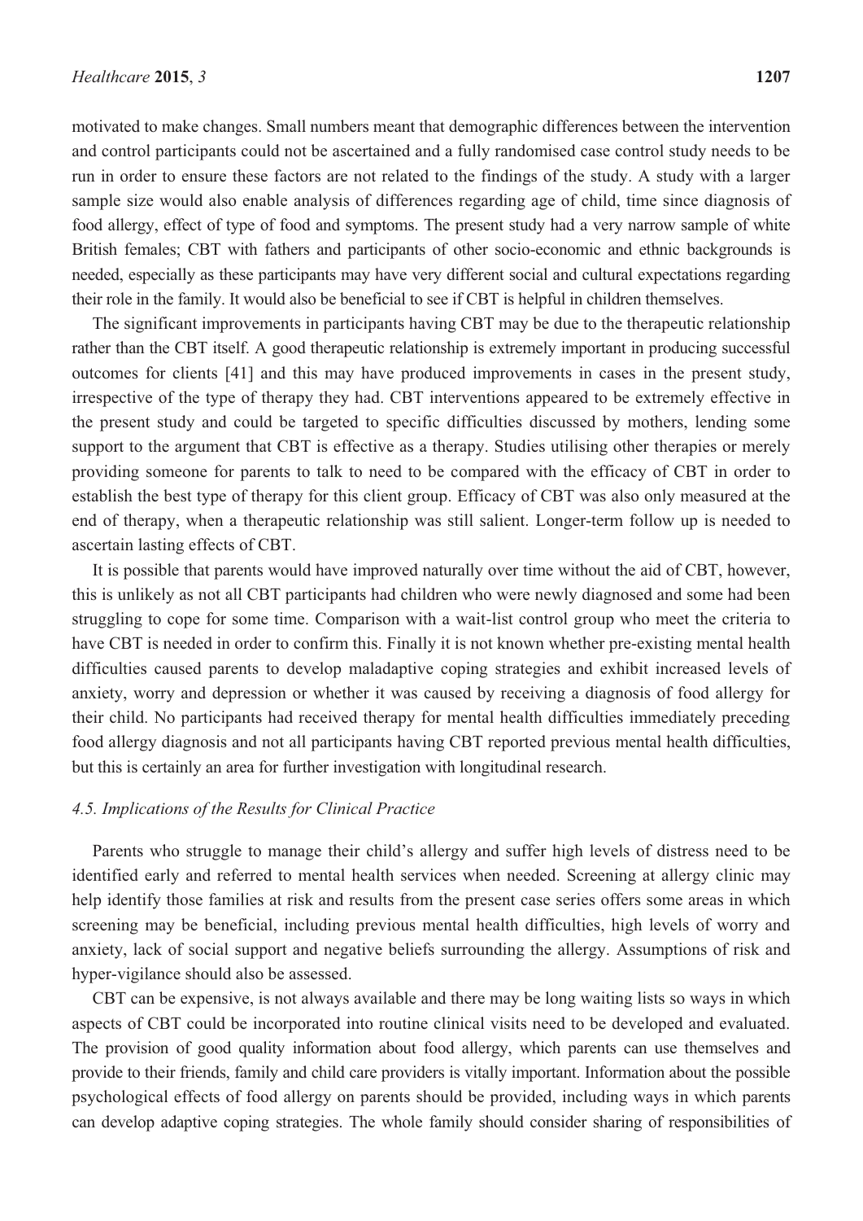motivated to make changes. Small numbers meant that demographic differences between the intervention and control participants could not be ascertained and a fully randomised case control study needs to be run in order to ensure these factors are not related to the findings of the study. A study with a larger sample size would also enable analysis of differences regarding age of child, time since diagnosis of food allergy, effect of type of food and symptoms. The present study had a very narrow sample of white British females; CBT with fathers and participants of other socio-economic and ethnic backgrounds is needed, especially as these participants may have very different social and cultural expectations regarding their role in the family. It would also be beneficial to see if CBT is helpful in children themselves.

The significant improvements in participants having CBT may be due to the therapeutic relationship rather than the CBT itself. A good therapeutic relationship is extremely important in producing successful outcomes for clients [41] and this may have produced improvements in cases in the present study, irrespective of the type of therapy they had. CBT interventions appeared to be extremely effective in the present study and could be targeted to specific difficulties discussed by mothers, lending some support to the argument that CBT is effective as a therapy. Studies utilising other therapies or merely providing someone for parents to talk to need to be compared with the efficacy of CBT in order to establish the best type of therapy for this client group. Efficacy of CBT was also only measured at the end of therapy, when a therapeutic relationship was still salient. Longer-term follow up is needed to ascertain lasting effects of CBT.

It is possible that parents would have improved naturally over time without the aid of CBT, however, this is unlikely as not all CBT participants had children who were newly diagnosed and some had been struggling to cope for some time. Comparison with a wait-list control group who meet the criteria to have CBT is needed in order to confirm this. Finally it is not known whether pre-existing mental health difficulties caused parents to develop maladaptive coping strategies and exhibit increased levels of anxiety, worry and depression or whether it was caused by receiving a diagnosis of food allergy for their child. No participants had received therapy for mental health difficulties immediately preceding food allergy diagnosis and not all participants having CBT reported previous mental health difficulties, but this is certainly an area for further investigation with longitudinal research.

### *4.5. Implications of the Results for Clinical Practice*

Parents who struggle to manage their child's allergy and suffer high levels of distress need to be identified early and referred to mental health services when needed. Screening at allergy clinic may help identify those families at risk and results from the present case series offers some areas in which screening may be beneficial, including previous mental health difficulties, high levels of worry and anxiety, lack of social support and negative beliefs surrounding the allergy. Assumptions of risk and hyper-vigilance should also be assessed.

CBT can be expensive, is not always available and there may be long waiting lists so ways in which aspects of CBT could be incorporated into routine clinical visits need to be developed and evaluated. The provision of good quality information about food allergy, which parents can use themselves and provide to their friends, family and child care providers is vitally important. Information about the possible psychological effects of food allergy on parents should be provided, including ways in which parents can develop adaptive coping strategies. The whole family should consider sharing of responsibilities of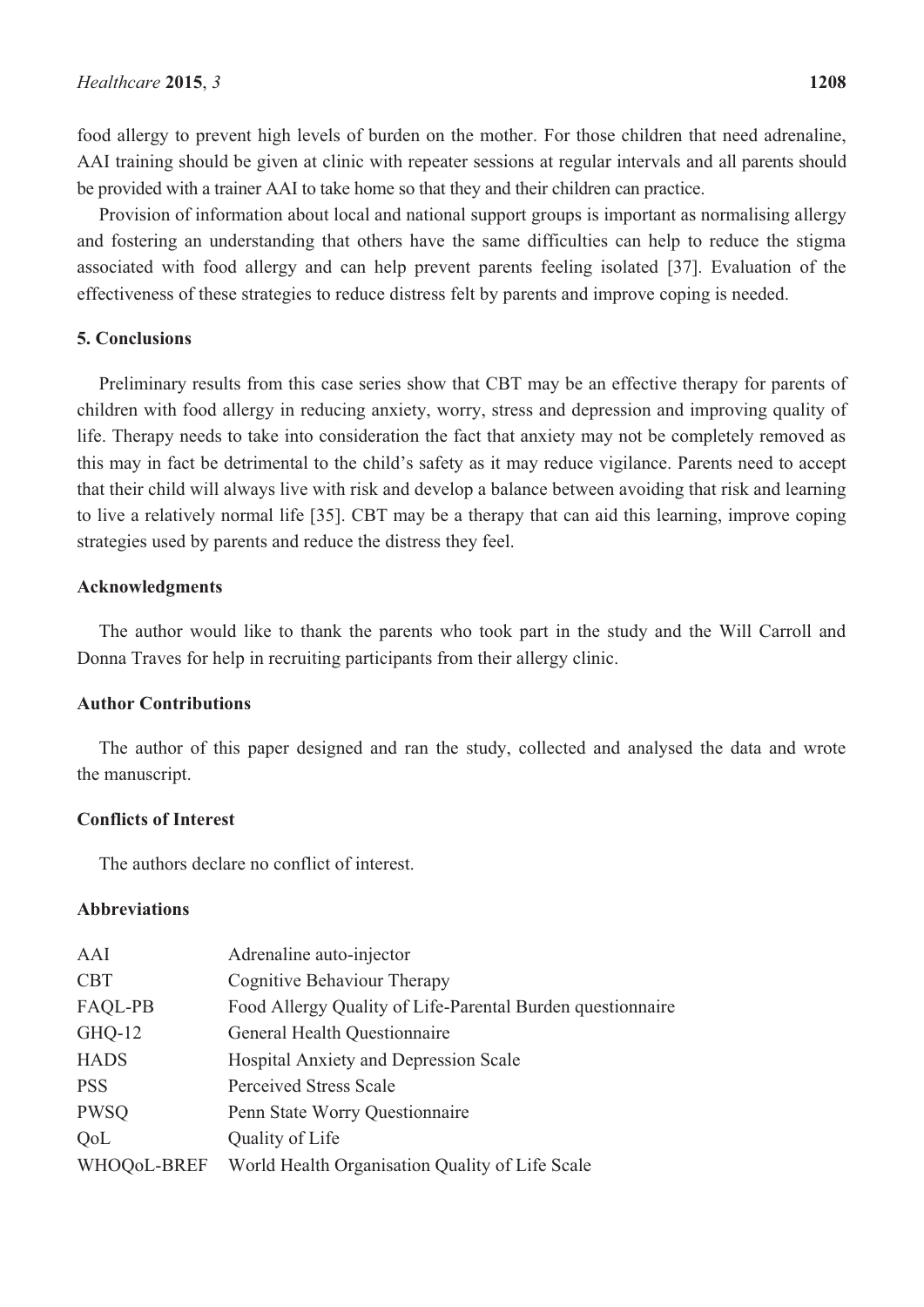food allergy to prevent high levels of burden on the mother. For those children that need adrenaline, AAI training should be given at clinic with repeater sessions at regular intervals and all parents should be provided with a trainer AAI to take home so that they and their children can practice.

Provision of information about local and national support groups is important as normalising allergy and fostering an understanding that others have the same difficulties can help to reduce the stigma associated with food allergy and can help prevent parents feeling isolated [37]. Evaluation of the effectiveness of these strategies to reduce distress felt by parents and improve coping is needed.

## 5. Conclusions

Preliminary results from this case series show that CBT may be an effective therapy for parents of children with food allergy in reducing anxiety, worry, stress and depression and improving quality of life. Therapy needs to take into consideration the fact that anxiety may not be completely removed as this may in fact be detrimental to the child's safety as it may reduce vigilance. Parents need to accept that their child will always live with risk and develop a balance between avoiding that risk and learning to live a relatively normal life [35]. CBT may be a therapy that can aid this learning, improve coping strategies used by parents and reduce the distress they feel.

## Acknowledgments

The author would like to thank the parents who took part in the study and the Will Carroll and Donna Traves for help in recruiting participants from their allergy clinic.

## Author Contributions

The author of this paper designed and ran the study, collected and analysed the data and wrote the manuscript.

## Conflicts of Interest

The authors declare no conflict of interest.

## Abbreviations

| | |
|---|---|
| AAI | Adrenaline auto-injector |
| CBT | Cognitive Behaviour Therapy |
| FAQL-PB | Food Allergy Quality of Life-Parental Burden questionnaire |
| GHQ-12 | General Health Questionnaire |
| HADS | Hospital Anxiety and Depression Scale |
| PSS | Perceived Stress Scale |
| PWSQ | Penn State Worry Questionnaire |
| QoL | Quality of Life |
| WHOQoL-BREF | World Health Organisation Quality of Life Scale |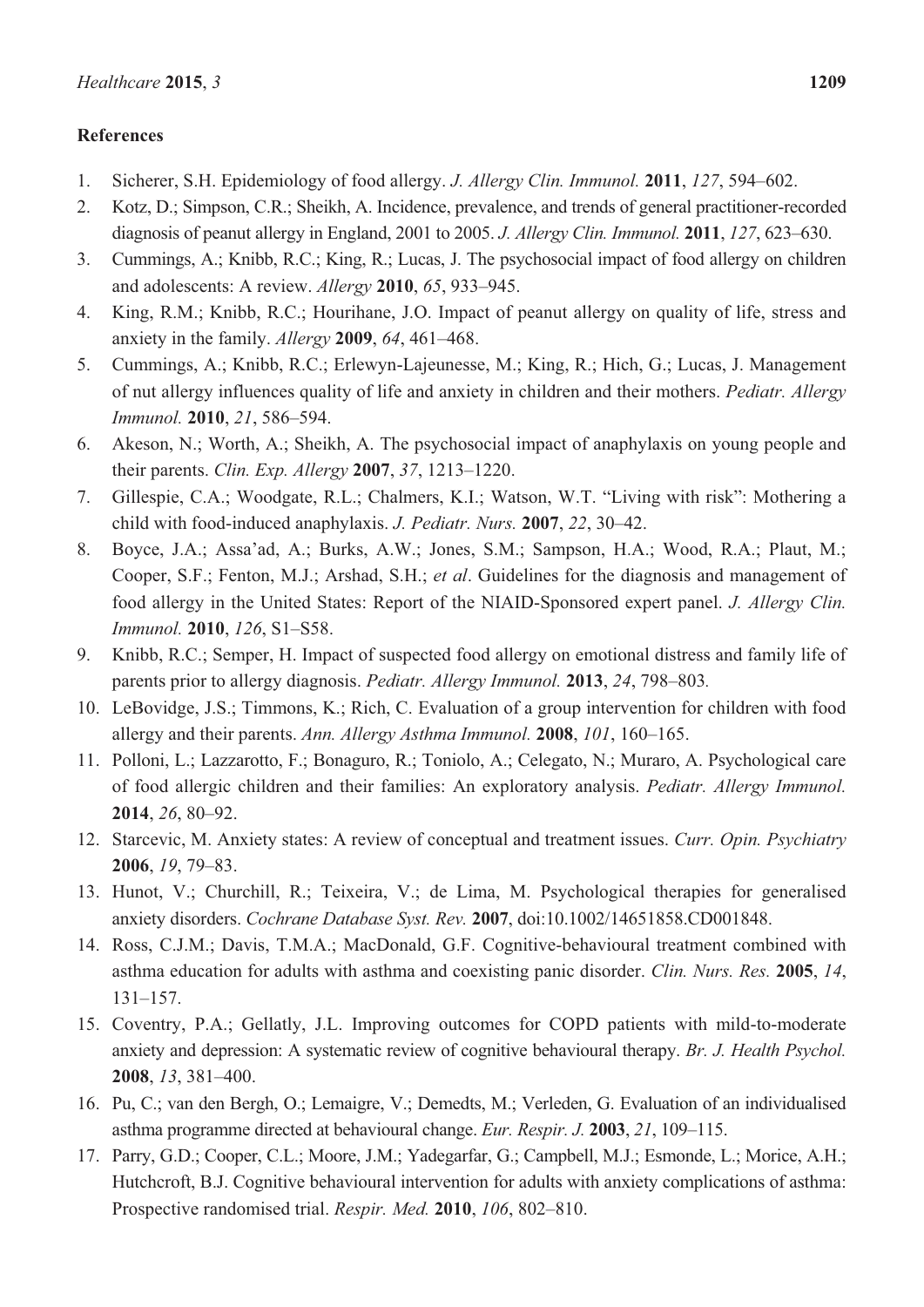## References

1. Sicherer, S.H. Epidemiology of food allergy. *J. Allergy Clin. Immunol.* **2011**, *127*, 594–602.
2. Kotz, D.; Simpson, C.R.; Sheikh, A. Incidence, prevalence, and trends of general practitioner-recorded diagnosis of peanut allergy in England, 2001 to 2005. *J. Allergy Clin. Immunol.* **2011**, *127*, 623–630.
3. Cummings, A.; Knibb, R.C.; King, R.; Lucas, J. The psychosocial impact of food allergy on children and adolescents: A review. *Allergy* **2010**, *65*, 933–945.
4. King, R.M.; Knibb, R.C.; Hourihane, J.O. Impact of peanut allergy on quality of life, stress and anxiety in the family. *Allergy* **2009**, *64*, 461–468.
5. Cummings, A.; Knibb, R.C.; Erlewyn-Lajeunesse, M.; King, R.; Hich, G.; Lucas, J. Management of nut allergy influences quality of life and anxiety in children and their mothers. *Pediatr. Allergy Immunol.* **2010**, *21*, 586–594.
6. Akeson, N.; Worth, A.; Sheikh, A. The psychosocial impact of anaphylaxis on young people and their parents. *Clin. Exp. Allergy* **2007**, *37*, 1213–1220.
7. Gillespie, C.A.; Woodgate, R.L.; Chalmers, K.I.; Watson, W.T. "Living with risk": Mothering a child with food-induced anaphylaxis. *J. Pediatr. Nurs.* **2007**, *22*, 30–42.
8. Boyce, J.A.; Assa'ad, A.; Burks, A.W.; Jones, S.M.; Sampson, H.A.; Wood, R.A.; Plaut, M.; Cooper, S.F.; Fenton, M.J.; Arshad, S.H.; *et al*. Guidelines for the diagnosis and management of food allergy in the United States: Report of the NIAID-Sponsored expert panel. *J. Allergy Clin. Immunol.* **2010**, *126*, S1–S58.
9. Knibb, R.C.; Semper, H. Impact of suspected food allergy on emotional distress and family life of parents prior to allergy diagnosis. *Pediatr. Allergy Immunol.* **2013**, *24*, 798–803.
10. LeBovidge, J.S.; Timmons, K.; Rich, C. Evaluation of a group intervention for children with food allergy and their parents. *Ann. Allergy Asthma Immunol.* **2008**, *101*, 160–165.
11. Polloni, L.; Lazzarotto, F.; Bonaguro, R.; Toniolo, A.; Celegato, N.; Muraro, A. Psychological care of food allergic children and their families: An exploratory analysis. *Pediatr. Allergy Immunol.* **2014**, *26*, 80–92.
12. Starcevic, M. Anxiety states: A review of conceptual and treatment issues. *Curr. Opin. Psychiatry* **2006**, *19*, 79–83.
13. Hunot, V.; Churchill, R.; Teixeira, V.; de Lima, M. Psychological therapies for generalised anxiety disorders. *Cochrane Database Syst. Rev.* **2007**, doi:10.1002/14651858.CD001848.
14. Ross, C.J.M.; Davis, T.M.A.; MacDonald, G.F. Cognitive-behavioural treatment combined with asthma education for adults with asthma and coexisting panic disorder. *Clin. Nurs. Res.* **2005**, *14*, 131–157.
15. Coventry, P.A.; Gellatly, J.L. Improving outcomes for COPD patients with mild-to-moderate anxiety and depression: A systematic review of cognitive behavioural therapy. *Br. J. Health Psychol.* **2008**, *13*, 381–400.
16. Pu, C.; van den Bergh, O.; Lemaigre, V.; Demedts, M.; Verleden, G. Evaluation of an individualised asthma programme directed at behavioural change. *Eur. Respir. J.* **2003**, *21*, 109–115.
17. Parry, G.D.; Cooper, C.L.; Moore, J.M.; Yadegarfar, G.; Campbell, M.J.; Esmonde, L.; Morice, A.H.; Hutchcroft, B.J. Cognitive behavioural intervention for adults with anxiety complications of asthma: Prospective randomised trial. *Respir. Med.* **2010**, *106*, 802–810.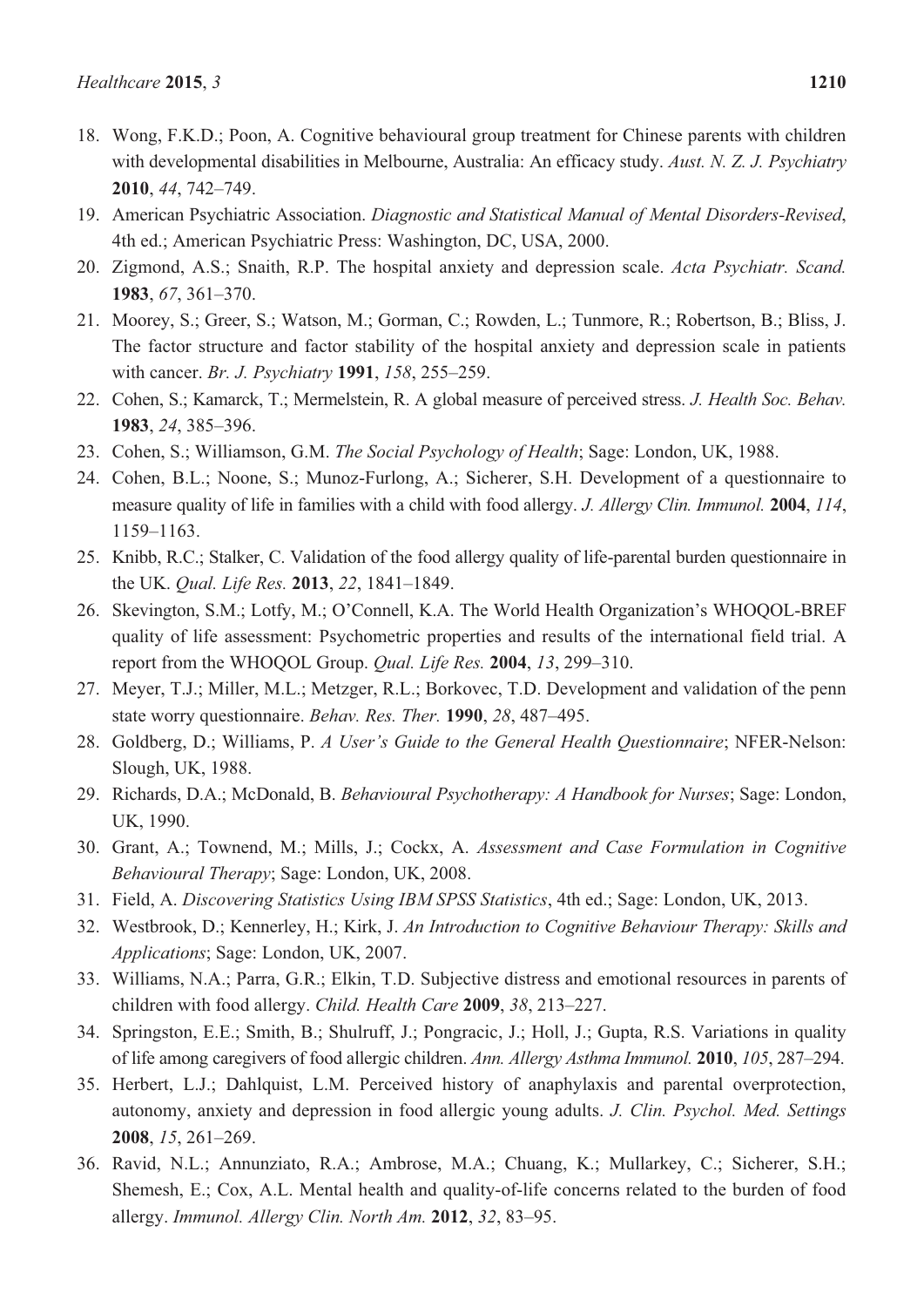18. Wong, F.K.D.; Poon, A. Cognitive behavioural group treatment for Chinese parents with children with developmental disabilities in Melbourne, Australia: An efficacy study. *Aust. N. Z. J. Psychiatry* **2010**, *44*, 742–749.
19. American Psychiatric Association. *Diagnostic and Statistical Manual of Mental Disorders-Revised*, 4th ed.; American Psychiatric Press: Washington, DC, USA, 2000.
20. Zigmond, A.S.; Snaith, R.P. The hospital anxiety and depression scale. *Acta Psychiatr. Scand.* **1983**, *67*, 361–370.
21. Moorey, S.; Greer, S.; Watson, M.; Gorman, C.; Rowden, L.; Tunmore, R.; Robertson, B.; Bliss, J. The factor structure and factor stability of the hospital anxiety and depression scale in patients with cancer. *Br. J. Psychiatry* **1991**, *158*, 255–259.
22. Cohen, S.; Kamarck, T.; Mermelstein, R. A global measure of perceived stress. *J. Health Soc. Behav.* **1983**, *24*, 385–396.
23. Cohen, S.; Williamson, G.M. *The Social Psychology of Health*; Sage: London, UK, 1988.
24. Cohen, B.L.; Noone, S.; Munoz-Furlong, A.; Sicherer, S.H. Development of a questionnaire to measure quality of life in families with a child with food allergy. *J. Allergy Clin. Immunol.* **2004**, *114*, 1159–1163.
25. Knibb, R.C.; Stalker, C. Validation of the food allergy quality of life-parental burden questionnaire in the UK. *Qual. Life Res.* **2013**, *22*, 1841–1849.
26. Skevington, S.M.; Lotfy, M.; O'Connell, K.A. The World Health Organization's WHOQOL-BREF quality of life assessment: Psychometric properties and results of the international field trial. A report from the WHOQOL Group. *Qual. Life Res.* **2004**, *13*, 299–310.
27. Meyer, T.J.; Miller, M.L.; Metzger, R.L.; Borkovec, T.D. Development and validation of the penn state worry questionnaire. *Behav. Res. Ther.* **1990**, *28*, 487–495.
28. Goldberg, D.; Williams, P. *A User's Guide to the General Health Questionnaire*; NFER-Nelson: Slough, UK, 1988.
29. Richards, D.A.; McDonald, B. *Behavioural Psychotherapy: A Handbook for Nurses*; Sage: London, UK, 1990.
30. Grant, A.; Townend, M.; Mills, J.; Cockx, A. *Assessment and Case Formulation in Cognitive Behavioural Therapy*; Sage: London, UK, 2008.
31. Field, A. *Discovering Statistics Using IBM SPSS Statistics*, 4th ed.; Sage: London, UK, 2013.
32. Westbrook, D.; Kennerley, H.; Kirk, J. *An Introduction to Cognitive Behaviour Therapy: Skills and Applications*; Sage: London, UK, 2007.
33. Williams, N.A.; Parra, G.R.; Elkin, T.D. Subjective distress and emotional resources in parents of children with food allergy. *Child. Health Care* **2009**, *38*, 213–227.
34. Springston, E.E.; Smith, B.; Shulruff, J.; Pongracic, J.; Holl, J.; Gupta, R.S. Variations in quality of life among caregivers of food allergic children. *Ann. Allergy Asthma Immunol.* **2010**, *105*, 287–294.
35. Herbert, L.J.; Dahlquist, L.M. Perceived history of anaphylaxis and parental overprotection, autonomy, anxiety and depression in food allergic young adults. *J. Clin. Psychol. Med. Settings* **2008**, *15*, 261–269.
36. Ravid, N.L.; Annunziato, R.A.; Ambrose, M.A.; Chuang, K.; Mullarkey, C.; Sicherer, S.H.; Shemesh, E.; Cox, A.L. Mental health and quality-of-life concerns related to the burden of food allergy. *Immunol. Allergy Clin. North Am.* **2012**, *32*, 83–95.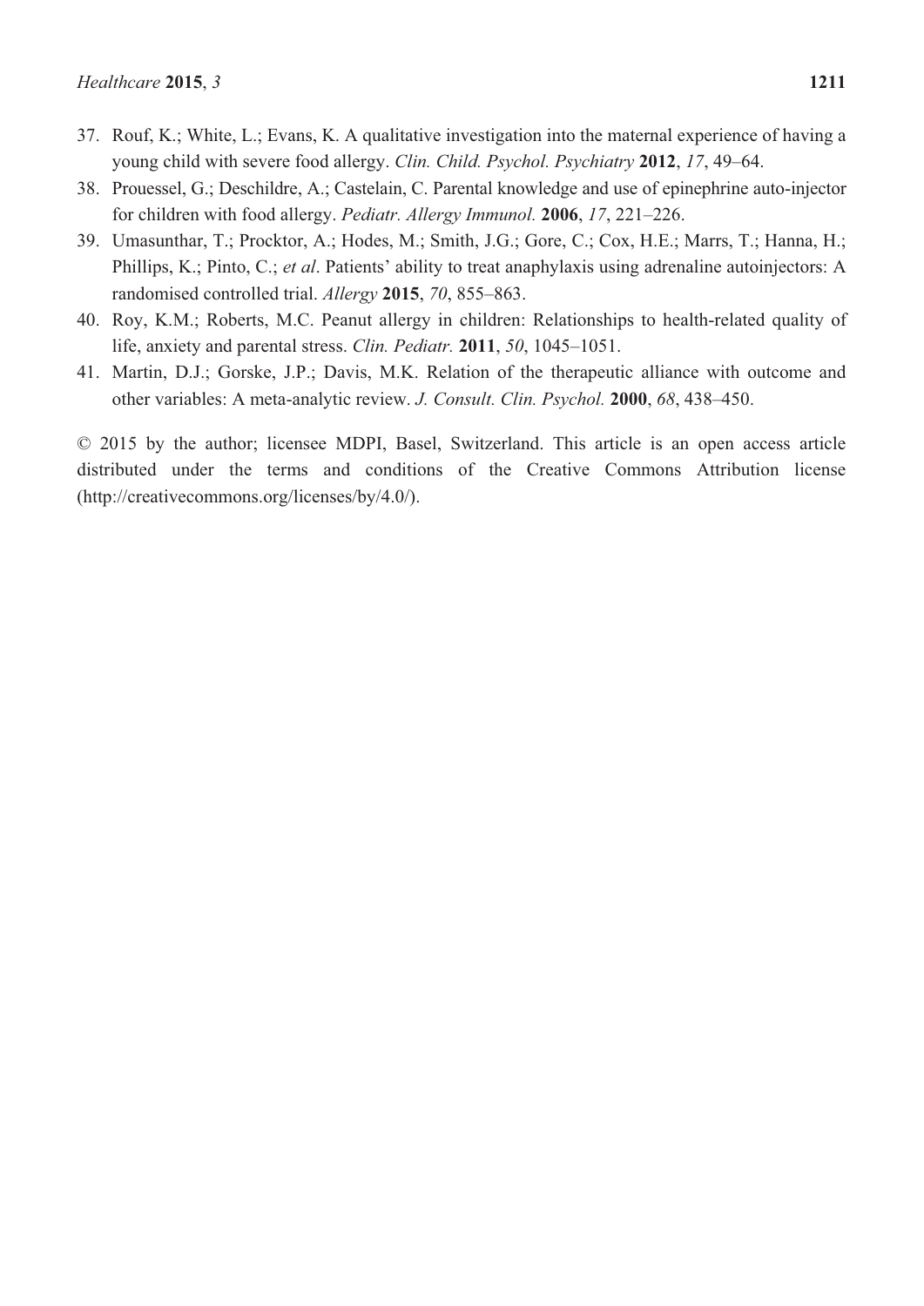37. Rouf, K.; White, L.; Evans, K. A qualitative investigation into the maternal experience of having a young child with severe food allergy. *Clin. Child. Psychol. Psychiatry* **2012**, *17*, 49–64.
38. Prouessel, G.; Deschildre, A.; Castelain, C. Parental knowledge and use of epinephrine auto-injector for children with food allergy. *Pediatr. Allergy Immunol.* **2006**, *17*, 221–226.
39. Umasunthar, T.; Procktor, A.; Hodes, M.; Smith, J.G.; Gore, C.; Cox, H.E.; Marrs, T.; Hanna, H.; Phillips, K.; Pinto, C.; *et al*. Patients' ability to treat anaphylaxis using adrenaline autoinjectors: A randomised controlled trial. *Allergy* **2015**, *70*, 855–863.
40. Roy, K.M.; Roberts, M.C. Peanut allergy in children: Relationships to health-related quality of life, anxiety and parental stress. *Clin. Pediatr.* **2011**, *50*, 1045–1051.
41. Martin, D.J.; Gorske, J.P.; Davis, M.K. Relation of the therapeutic alliance with outcome and other variables: A meta-analytic review. *J. Consult. Clin. Psychol.* **2000**, *68*, 438–450.

© 2015 by the author; licensee MDPI, Basel, Switzerland. This article is an open access article distributed under the terms and conditions of the Creative Commons Attribution license (http://creativecommons.org/licenses/by/4.0/).